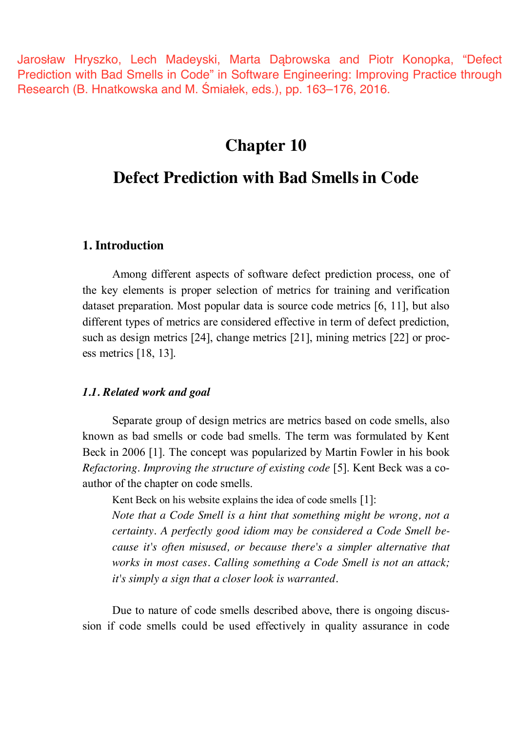Jarosław Hryszko, Lech Madeyski, Marta Dąbrowska and Piotr Konopka, "Defect Prediction with Bad Smells in Code" in Software Engineering: Improving Practice through Research (B. Hnatkowska and M. Śmiałek, eds.), pp. 163–176, 2016.

# Chapter 10

# Defect Prediction with Bad Smells in Code

## 1. Introduction

Among different aspects of software defect prediction process, one of the key elements is proper selection of metrics for training and verification dataset preparation. Most popular data is source code metrics [6, 11], but also different types of metrics are considered effective in term of defect prediction, such as design metrics [24], change metrics [21], mining metrics [22] or process metrics [18, 13].

### *1.1. Related work and goal*

Separate group of design metrics are metrics based on code smells, also known as bad smells or code bad smells. The term was formulated by Kent Beck in 2006 [1]. The concept was popularized by Martin Fowler in his book *Refactoring. Improving the structure of existing code* [5]. Kent Beck was a co-author of the chapter on code smells.

Kent Beck on his website explains the idea of code smells [1]:

> *Note that a Code Smell is a hint that something might be wrong, not a certainty. A perfectly good idiom may be considered a Code Smell because it's often misused, or because there's a simpler alternative that works in most cases. Calling something a Code Smell is not an attack; it's simply a sign that a closer look is warranted.*

Due to nature of code smells described above, there is ongoing discussion if code smells could be used effectively in quality assurance in code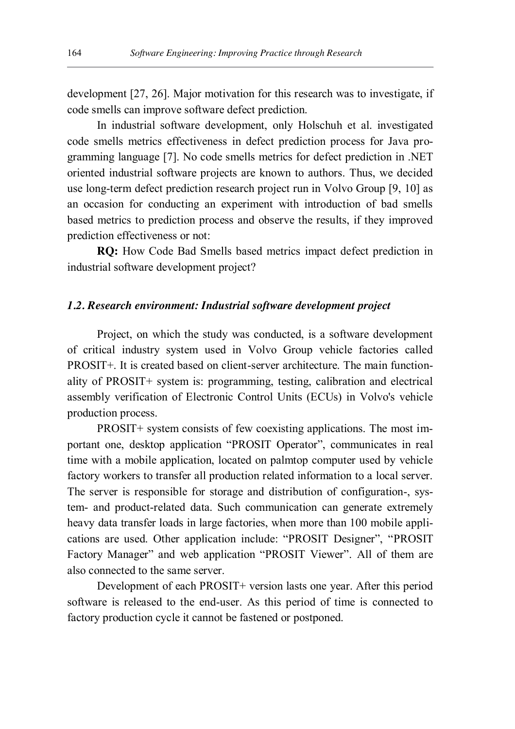development [27, 26]. Major motivation for this research was to investigate, if code smells can improve software defect prediction.

In industrial software development, only Holschuh et al. investigated code smells metrics effectiveness in defect prediction process for Java programming language [7]. No code smells metrics for defect prediction in .NET oriented industrial software projects are known to authors. Thus, we decided use long-term defect prediction research project run in Volvo Group [9, 10] as an occasion for conducting an experiment with introduction of bad smells based metrics to prediction process and observe the results, if they improved prediction effectiveness or not:

**RQ:** How Code Bad Smells based metrics impact defect prediction in industrial software development project?

### *1.2. Research environment: Industrial software development project*

Project, on which the study was conducted, is a software development of critical industry system used in Volvo Group vehicle factories called PROSIT+. It is created based on client-server architecture. The main functionality of PROSIT+ system is: programming, testing, calibration and electrical assembly verification of Electronic Control Units (ECUs) in Volvo's vehicle production process.

PROSIT+ system consists of few coexisting applications. The most important one, desktop application "PROSIT Operator", communicates in real time with a mobile application, located on palmtop computer used by vehicle factory workers to transfer all production related information to a local server. The server is responsible for storage and distribution of configuration-, system- and product-related data. Such communication can generate extremely heavy data transfer loads in large factories, when more than 100 mobile applications are used. Other application include: "PROSIT Designer", "PROSIT Factory Manager" and web application "PROSIT Viewer". All of them are also connected to the same server.

Development of each PROSIT+ version lasts one year. After this period software is released to the end-user. As this period of time is connected to factory production cycle it cannot be fastened or postponed.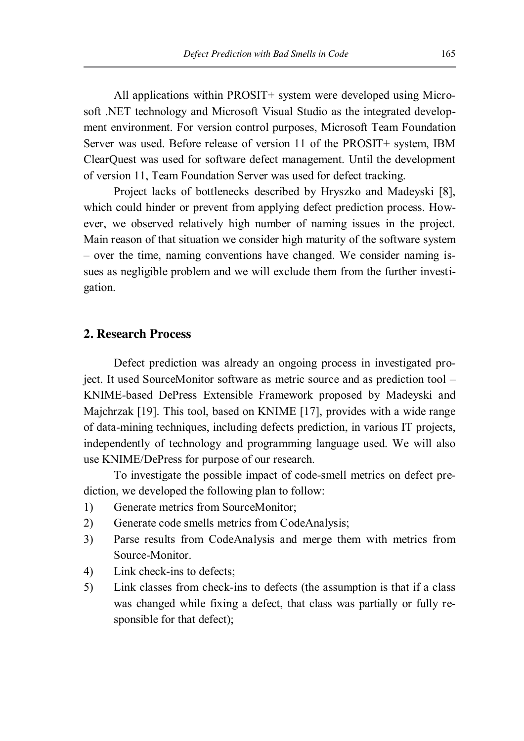All applications within PROSIT+ system were developed using Microsoft .NET technology and Microsoft Visual Studio as the integrated development environment. For version control purposes, Microsoft Team Foundation Server was used. Before release of version 11 of the PROSIT+ system, IBM ClearQuest was used for software defect management. Until the development of version 11, Team Foundation Server was used for defect tracking.

Project lacks of bottlenecks described by Hryszko and Madeyski [8], which could hinder or prevent from applying defect prediction process. However, we observed relatively high number of naming issues in the project. Main reason of that situation we consider high maturity of the software system – over the time, naming conventions have changed. We consider naming issues as negligible problem and we will exclude them from the further investigation.

## 2. Research Process

Defect prediction was already an ongoing process in investigated project. It used SourceMonitor software as metric source and as prediction tool – KNIME-based DePress Extensible Framework proposed by Madeyski and Majchrzak [19]. This tool, based on KNIME [17], provides with a wide range of data-mining techniques, including defects prediction, in various IT projects, independently of technology and programming language used. We will also use KNIME/DePress for purpose of our research.

To investigate the possible impact of code-smell metrics on defect prediction, we developed the following plan to follow:

1) Generate metrics from SourceMonitor;
2) Generate code smells metrics from CodeAnalysis;
3) Parse results from CodeAnalysis and merge them with metrics from Source-Monitor.
4) Link check-ins to defects;
5) Link classes from check-ins to defects (the assumption is that if a class was changed while fixing a defect, that class was partially or fully responsible for that defect);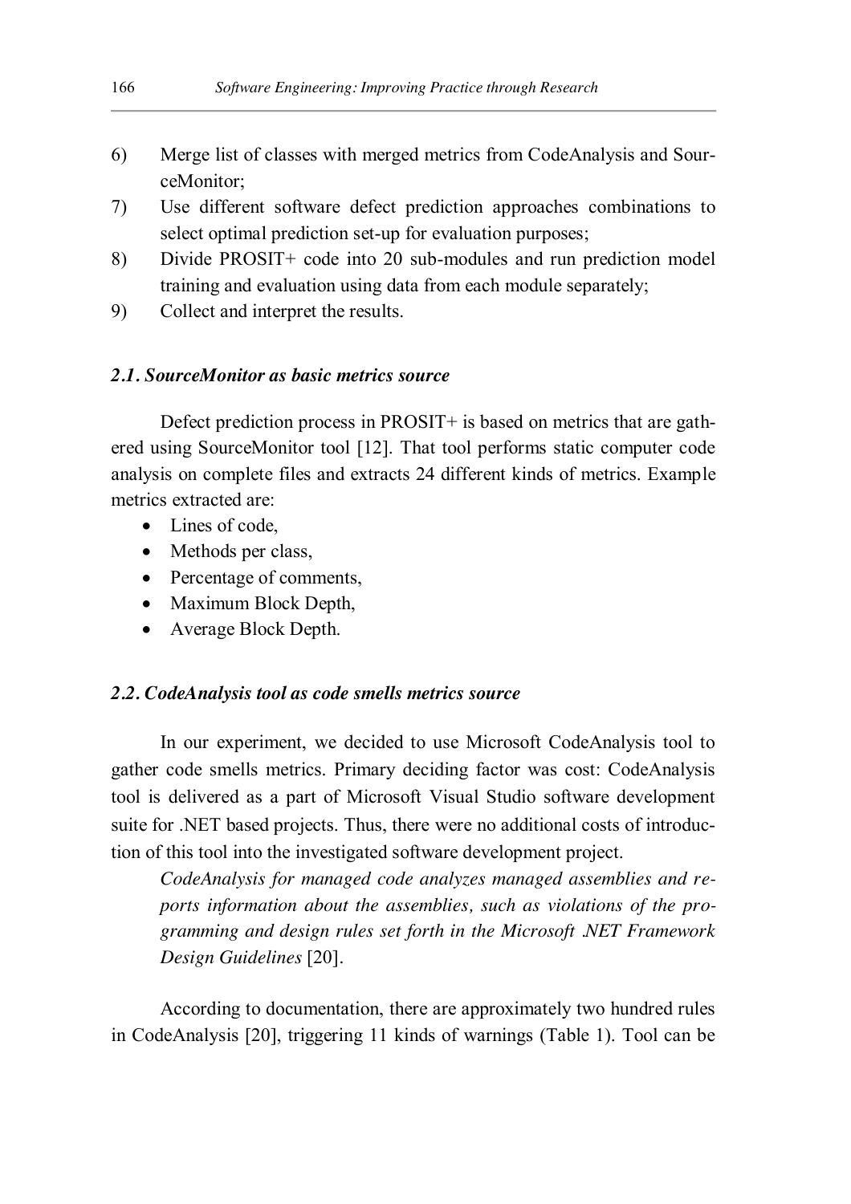6) Merge list of classes with merged metrics from CodeAnalysis and SourceMonitor;
7) Use different software defect prediction approaches combinations to select optimal prediction set-up for evaluation purposes;
8) Divide PROSIT+ code into 20 sub-modules and run prediction model training and evaluation using data from each module separately;
9) Collect and interpret the results.

### *2.1. SourceMonitor as basic metrics source*

Defect prediction process in PROSIT+ is based on metrics that are gathered using SourceMonitor tool [12]. That tool performs static computer code analysis on complete files and extracts 24 different kinds of metrics. Example metrics extracted are:

- Lines of code,
- Methods per class,
- Percentage of comments,
- Maximum Block Depth,
- Average Block Depth.

### *2.2. CodeAnalysis tool as code smells metrics source*

In our experiment, we decided to use Microsoft CodeAnalysis tool to gather code smells metrics. Primary deciding factor was cost: CodeAnalysis tool is delivered as a part of Microsoft Visual Studio software development suite for .NET based projects. Thus, there were no additional costs of introduction of this tool into the investigated software development project.

> *CodeAnalysis for managed code analyzes managed assemblies and reports information about the assemblies, such as violations of the programming and design rules set forth in the Microsoft .NET Framework Design Guidelines* [20].

According to documentation, there are approximately two hundred rules in CodeAnalysis [20], triggering 11 kinds of warnings (Table 1). Tool can be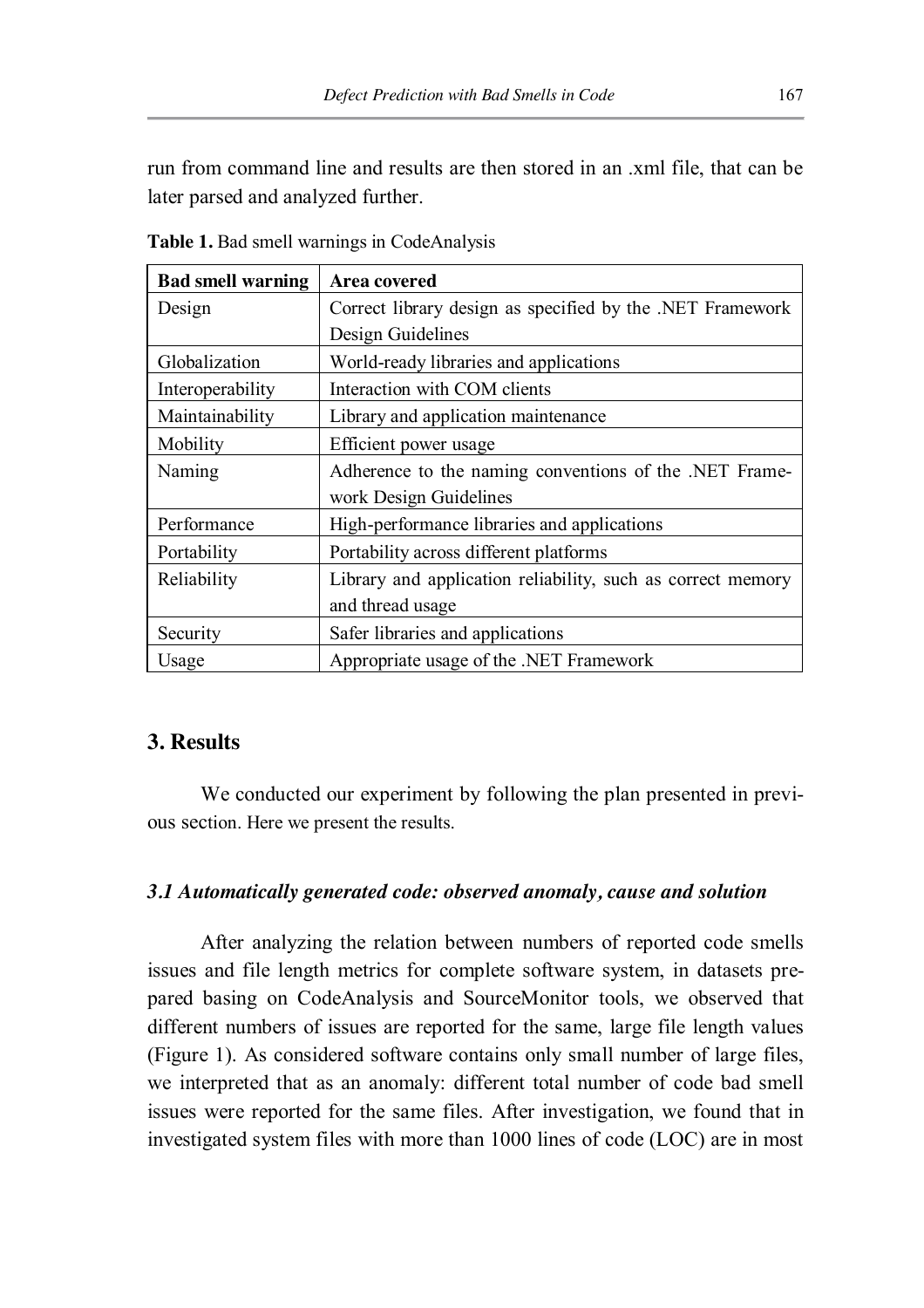run from command line and results are then stored in an .xml file, that can be later parsed and analyzed further.

**Table 1.** Bad smell warnings in CodeAnalysis

| **Bad smell warning** | **Area covered** |
|---|---|
| Design | Correct library design as specified by the .NET Framework Design Guidelines |
| Globalization | World-ready libraries and applications |
| Interoperability | Interaction with COM clients |
| Maintainability | Library and application maintenance |
| Mobility | Efficient power usage |
| Naming | Adherence to the naming conventions of the .NET Framework Design Guidelines |
| Performance | High-performance libraries and applications |
| Portability | Portability across different platforms |
| Reliability | Library and application reliability, such as correct memory and thread usage |
| Security | Safer libraries and applications |
| Usage | Appropriate usage of the .NET Framework |

## 3. Results

We conducted our experiment by following the plan presented in previous section. Here we present the results.

### *3.1 Automatically generated code: observed anomaly, cause and solution*

After analyzing the relation between numbers of reported code smells issues and file length metrics for complete software system, in datasets prepared basing on CodeAnalysis and SourceMonitor tools, we observed that different numbers of issues are reported for the same, large file length values (Figure 1). As considered software contains only small number of large files, we interpreted that as an anomaly: different total number of code bad smell issues were reported for the same files. After investigation, we found that in investigated system files with more than 1000 lines of code (LOC) are in most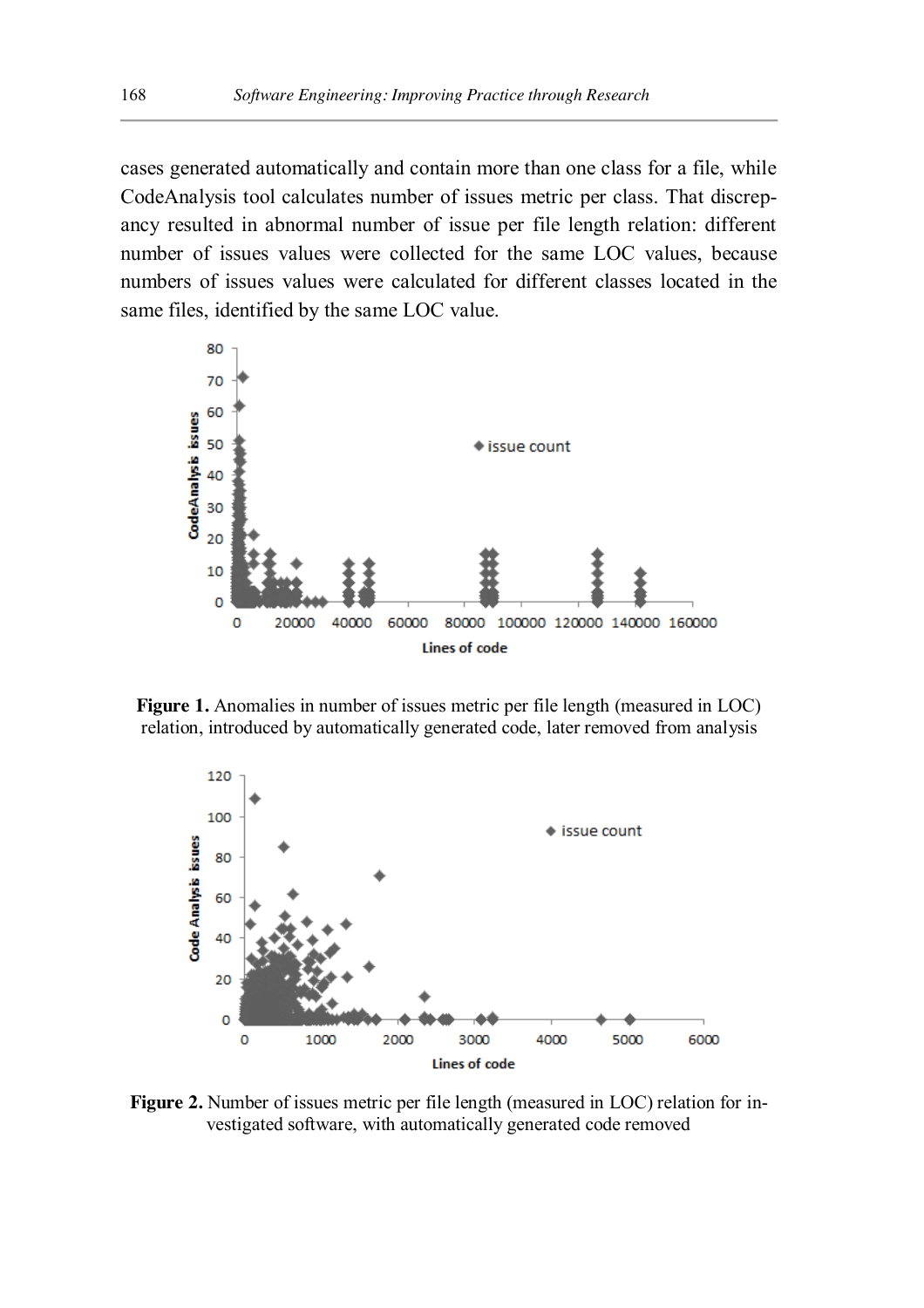cases generated automatically and contain more than one class for a file, while CodeAnalysis tool calculates number of issues metric per class. That discrepancy resulted in abnormal number of issue per file length relation: different number of issues values were collected for the same LOC values, because numbers of issues values were calculated for different classes located in the same files, identified by the same LOC value.

**Figure 1.** Anomalies in number of issues metric per file length (measured in LOC) relation, introduced by automatically generated code, later removed from analysis

**Figure 2.** Number of issues metric per file length (measured in LOC) relation for investigated software, with automatically generated code removed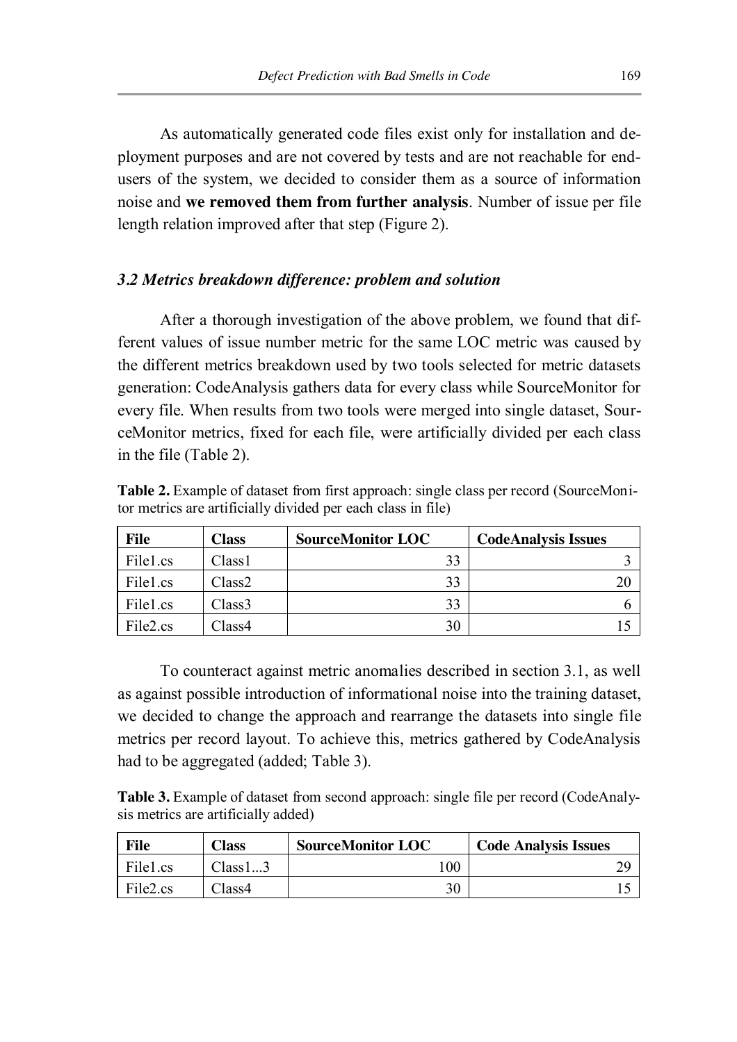As automatically generated code files exist only for installation and deployment purposes and are not covered by tests and are not reachable for end-users of the system, we decided to consider them as a source of information noise and **we removed them from further analysis**. Number of issue per file length relation improved after that step (Figure 2).

### *3.2 Metrics breakdown difference: problem and solution*

After a thorough investigation of the above problem, we found that different values of issue number metric for the same LOC metric was caused by the different metrics breakdown used by two tools selected for metric datasets generation: CodeAnalysis gathers data for every class while SourceMonitor for every file. When results from two tools were merged into single dataset, SourceMonitor metrics, fixed for each file, were artificially divided per each class in the file (Table 2).

**Table 2.** Example of dataset from first approach: single class per record (SourceMonitor metrics are artificially divided per each class in file)

| File | Class | SourceMonitor LOC | CodeAnalysis Issues |
|---|---|---|---|
| File1.cs | Class1 | 33 | 3 |
| File1.cs | Class2 | 33 | 20 |
| File1.cs | Class3 | 33 | 6 |
| File2.cs | Class4 | 30 | 15 |

To counteract against metric anomalies described in section 3.1, as well as against possible introduction of informational noise into the training dataset, we decided to change the approach and rearrange the datasets into single file metrics per record layout. To achieve this, metrics gathered by CodeAnalysis had to be aggregated (added; Table 3).

**Table 3.** Example of dataset from second approach: single file per record (CodeAnalysis metrics are artificially added)

| File | Class | SourceMonitor LOC | Code Analysis Issues |
|---|---|---|---|
| File1.cs | Class1...3 | 100 | 29 |
| File2.cs | Class4 | 30 | 15 |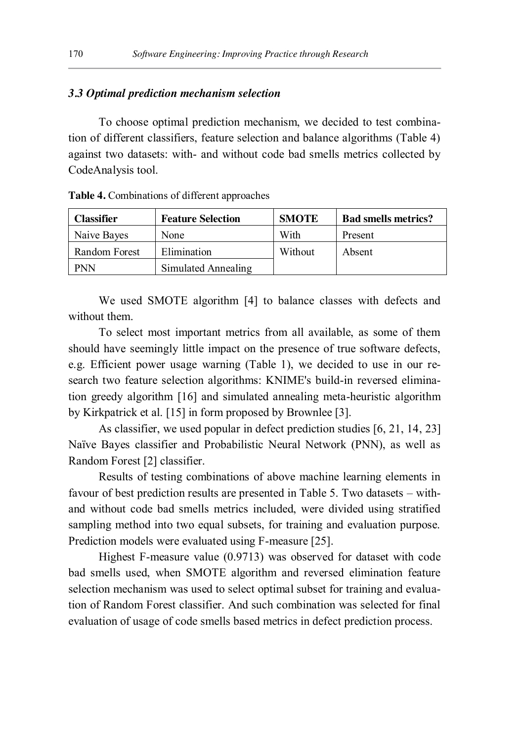### *3.3 Optimal prediction mechanism selection*

To choose optimal prediction mechanism, we decided to test combination of different classifiers, feature selection and balance algorithms (Table 4) against two datasets: with- and without code bad smells metrics collected by CodeAnalysis tool.

**Table 4.** Combinations of different approaches

| Classifier | Feature Selection | SMOTE | Bad smells metrics? |
|---|---|---|---|
| Naive Bayes | None | With | Present |
| Random Forest | Elimination | Without | Absent |
| PNN | Simulated Annealing | | |

We used SMOTE algorithm [4] to balance classes with defects and without them.

To select most important metrics from all available, as some of them should have seemingly little impact on the presence of true software defects, e.g. Efficient power usage warning (Table 1), we decided to use in our research two feature selection algorithms: KNIME's build-in reversed elimination greedy algorithm [16] and simulated annealing meta-heuristic algorithm by Kirkpatrick et al. [15] in form proposed by Brownlee [3].

As classifier, we used popular in defect prediction studies [6, 21, 14, 23] Naïve Bayes classifier and Probabilistic Neural Network (PNN), as well as Random Forest [2] classifier.

Results of testing combinations of above machine learning elements in favour of best prediction results are presented in Table 5. Two datasets – with- and without code bad smells metrics included, were divided using stratified sampling method into two equal subsets, for training and evaluation purpose. Prediction models were evaluated using F-measure [25].

Highest F-measure value (0.9713) was observed for dataset with code bad smells used, when SMOTE algorithm and reversed elimination feature selection mechanism was used to select optimal subset for training and evaluation of Random Forest classifier. And such combination was selected for final evaluation of usage of code smells based metrics in defect prediction process.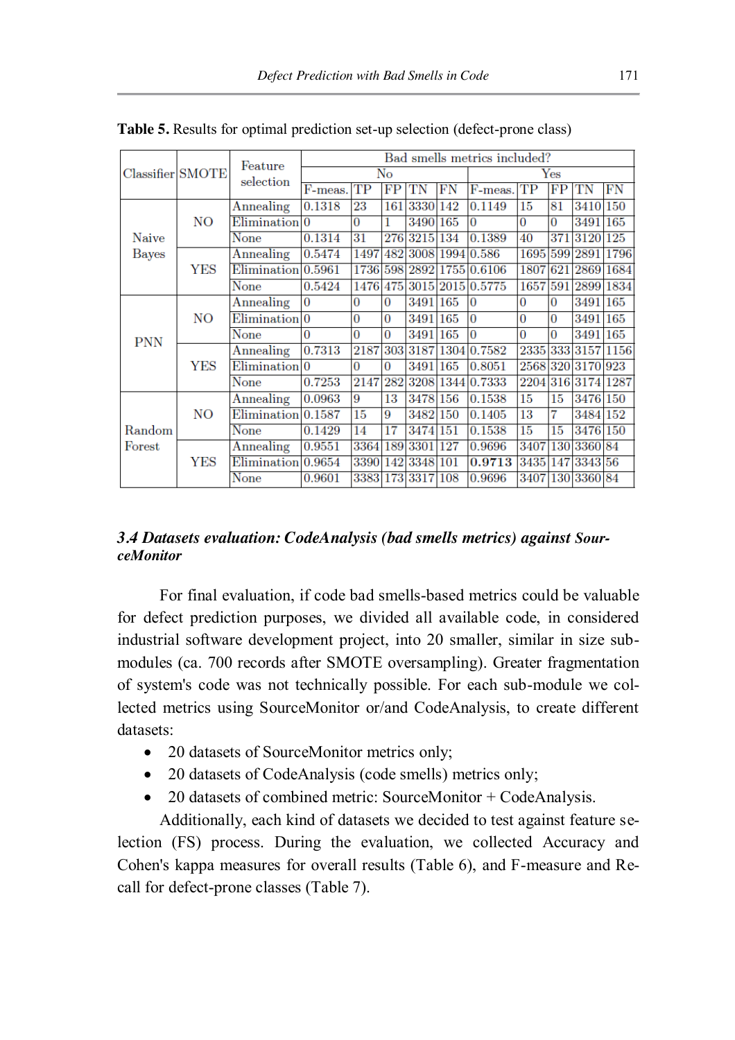**Table 5.** Results for optimal prediction set-up selection (defect-prone class)

| Classifier | SMOTE | Feature selection | Bad smells metrics included? | | | | | | | | | |
|---|---|---|---|---|---|---|---|---|---|---|---|---|
| | | | No | | | | | Yes | | | | |
| | | | F-meas. | TP | FP | TN | FN | F-meas. | TP | FP | TN | FN |
| Naive Bayes | NO | Annealing | 0.1318 | 23 | 161 | 3330 | 142 | 0.1149 | 15 | 81 | 3410 | 150 |
| | | Elimination | 0 | 0 | 1 | 3490 | 165 | 0 | 0 | 0 | 3491 | 165 |
| | | None | 0.1314 | 31 | 276 | 3215 | 134 | 0.1389 | 40 | 371 | 3120 | 125 |
| | YES | Annealing | 0.5474 | 1497 | 482 | 3008 | 1994 | 0.586 | 1695 | 599 | 2891 | 1796 |
| | | Elimination | 0.5961 | 1736 | 598 | 2892 | 1755 | 0.6106 | 1807 | 621 | 2869 | 1684 |
| | | None | 0.5424 | 1476 | 475 | 3015 | 2015 | 0.5775 | 1657 | 591 | 2899 | 1834 |
| PNN | NO | Annealing | 0 | 0 | 0 | 3491 | 165 | 0 | 0 | 0 | 3491 | 165 |
| | | Elimination | 0 | 0 | 0 | 3491 | 165 | 0 | 0 | 0 | 3491 | 165 |
| | | None | 0 | 0 | 0 | 3491 | 165 | 0 | 0 | 0 | 3491 | 165 |
| | YES | Annealing | 0.7313 | 2187 | 303 | 3187 | 1304 | 0.7582 | 2335 | 333 | 3157 | 1156 |
| | | Elimination | 0 | 0 | 0 | 3491 | 165 | 0.8051 | 2568 | 320 | 3170 | 923 |
| | | None | 0.7253 | 2147 | 282 | 3208 | 1344 | 0.7333 | 2204 | 316 | 3174 | 1287 |
| Random Forest | NO | Annealing | 0.0963 | 9 | 13 | 3478 | 156 | 0.1538 | 15 | 15 | 3476 | 150 |
| | | Elimination | 0.1587 | 15 | 9 | 3482 | 150 | 0.1405 | 13 | 7 | 3484 | 152 |
| | | None | 0.1429 | 14 | 17 | 3474 | 151 | 0.1538 | 15 | 15 | 3476 | 150 |
| | YES | Annealing | 0.9551 | 3364 | 189 | 3301 | 127 | 0.9696 | 3407 | 130 | 3360 | 84 |
| | | Elimination | 0.9654 | 3390 | 142 | 3348 | 101 | **0.9713** | 3435 | 147 | 3343 | 56 |
| | | None | 0.9601 | 3383 | 173 | 3317 | 108 | 0.9696 | 3407 | 130 | 3360 | 84 |

### *3.4 Datasets evaluation: CodeAnalysis (bad smells metrics) against SourceMonitor*

For final evaluation, if code bad smells-based metrics could be valuable for defect prediction purposes, we divided all available code, in considered industrial software development project, into 20 smaller, similar in size sub-modules (ca. 700 records after SMOTE oversampling). Greater fragmentation of system's code was not technically possible. For each sub-module we collected metrics using SourceMonitor or/and CodeAnalysis, to create different datasets:

- 20 datasets of SourceMonitor metrics only;
- 20 datasets of CodeAnalysis (code smells) metrics only;
- 20 datasets of combined metric: SourceMonitor + CodeAnalysis.

Additionally, each kind of datasets we decided to test against feature selection (FS) process. During the evaluation, we collected Accuracy and Cohen's kappa measures for overall results (Table 6), and F-measure and Recall for defect-prone classes (Table 7).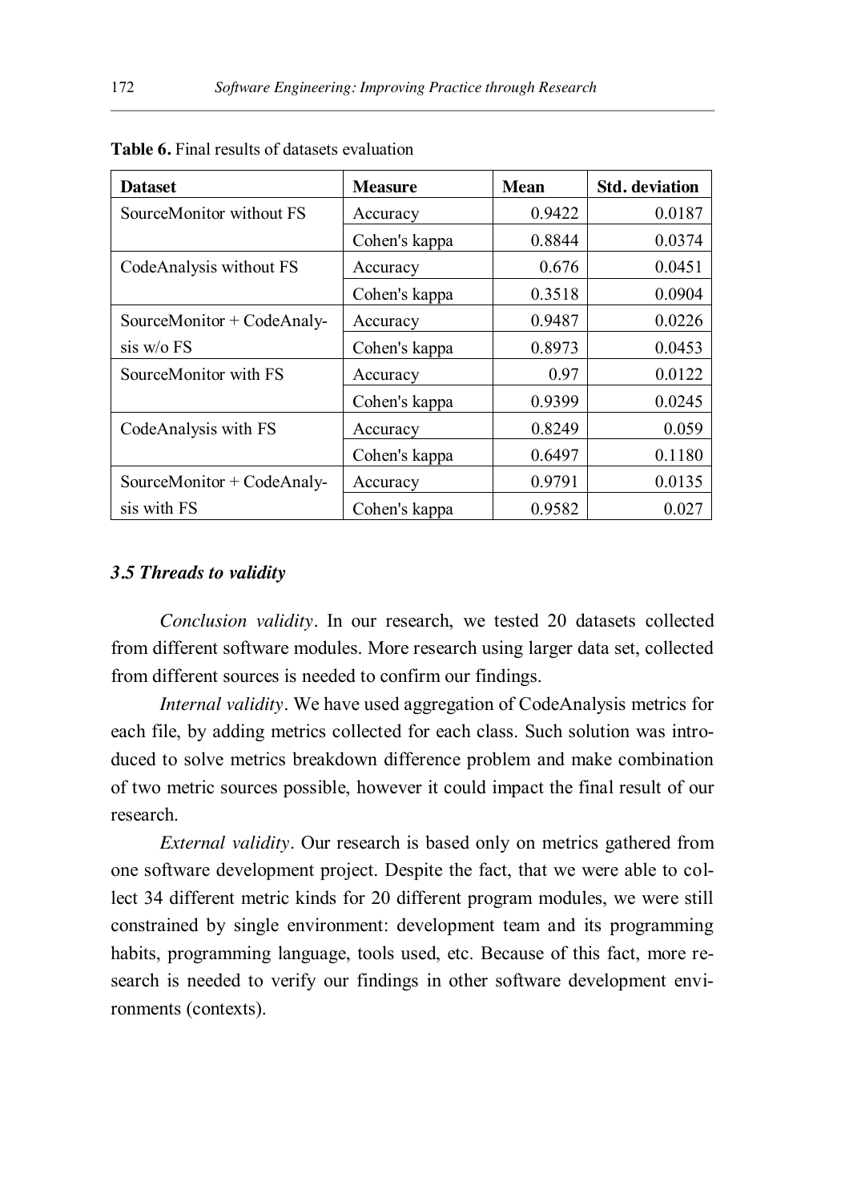**Table 6.** Final results of datasets evaluation

| Dataset | Measure | Mean | Std. deviation |
|---|---|---|---|
| SourceMonitor without FS | Accuracy | 0.9422 | 0.0187 |
| | Cohen's kappa | 0.8844 | 0.0374 |
| CodeAnalysis without FS | Accuracy | 0.676 | 0.0451 |
| | Cohen's kappa | 0.3518 | 0.0904 |
| SourceMonitor + CodeAnalysis w/o FS | Accuracy | 0.9487 | 0.0226 |
| | Cohen's kappa | 0.8973 | 0.0453 |
| SourceMonitor with FS | Accuracy | 0.97 | 0.0122 |
| | Cohen's kappa | 0.9399 | 0.0245 |
| CodeAnalysis with FS | Accuracy | 0.8249 | 0.059 |
| | Cohen's kappa | 0.6497 | 0.1180 |
| SourceMonitor + CodeAnalysis with FS | Accuracy | 0.9791 | 0.0135 |
| | Cohen's kappa | 0.9582 | 0.027 |

### *3.5 Threads to validity*

*Conclusion validity*. In our research, we tested 20 datasets collected from different software modules. More research using larger data set, collected from different sources is needed to confirm our findings.

*Internal validity*. We have used aggregation of CodeAnalysis metrics for each file, by adding metrics collected for each class. Such solution was introduced to solve metrics breakdown difference problem and make combination of two metric sources possible, however it could impact the final result of our research.

*External validity*. Our research is based only on metrics gathered from one software development project. Despite the fact, that we were able to collect 34 different metric kinds for 20 different program modules, we were still constrained by single environment: development team and its programming habits, programming language, tools used, etc. Because of this fact, more research is needed to verify our findings in other software development environments (contexts).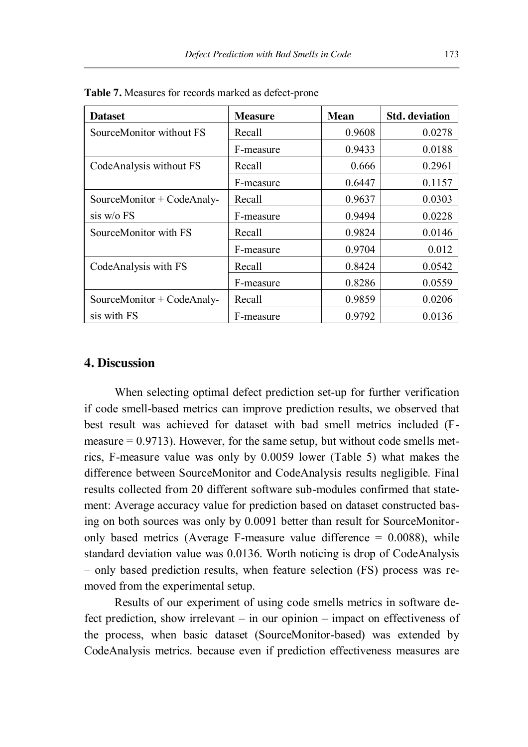**Table 7.** Measures for records marked as defect-prone

| Dataset | Measure | Mean | Std. deviation |
|---|---|---|---|
| SourceMonitor without FS | Recall | 0.9608 | 0.0278 |
| | F-measure | 0.9433 | 0.0188 |
| CodeAnalysis without FS | Recall | 0.666 | 0.2961 |
| | F-measure | 0.6447 | 0.1157 |
| SourceMonitor + CodeAnalysis w/o FS | Recall | 0.9637 | 0.0303 |
| | F-measure | 0.9494 | 0.0228 |
| SourceMonitor with FS | Recall | 0.9824 | 0.0146 |
| | F-measure | 0.9704 | 0.012 |
| CodeAnalysis with FS | Recall | 0.8424 | 0.0542 |
| | F-measure | 0.8286 | 0.0559 |
| SourceMonitor + CodeAnalysis with FS | Recall | 0.9859 | 0.0206 |
| | F-measure | 0.9792 | 0.0136 |

## 4. Discussion

When selecting optimal defect prediction set-up for further verification if code smell-based metrics can improve prediction results, we observed that best result was achieved for dataset with bad smell metrics included (F-measure = 0.9713). However, for the same setup, but without code smells metrics, F-measure value was only by 0.0059 lower (Table 5) what makes the difference between SourceMonitor and CodeAnalysis results negligible. Final results collected from 20 different software sub-modules confirmed that statement: Average accuracy value for prediction based on dataset constructed basing on both sources was only by 0.0091 better than result for SourceMonitor-only based metrics (Average F-measure value difference = 0.0088), while standard deviation value was 0.0136. Worth noticing is drop of CodeAnalysis – only based prediction results, when feature selection (FS) process was removed from the experimental setup.

Results of our experiment of using code smells metrics in software defect prediction, show irrelevant – in our opinion – impact on effectiveness of the process, when basic dataset (SourceMonitor-based) was extended by CodeAnalysis metrics. because even if prediction effectiveness measures are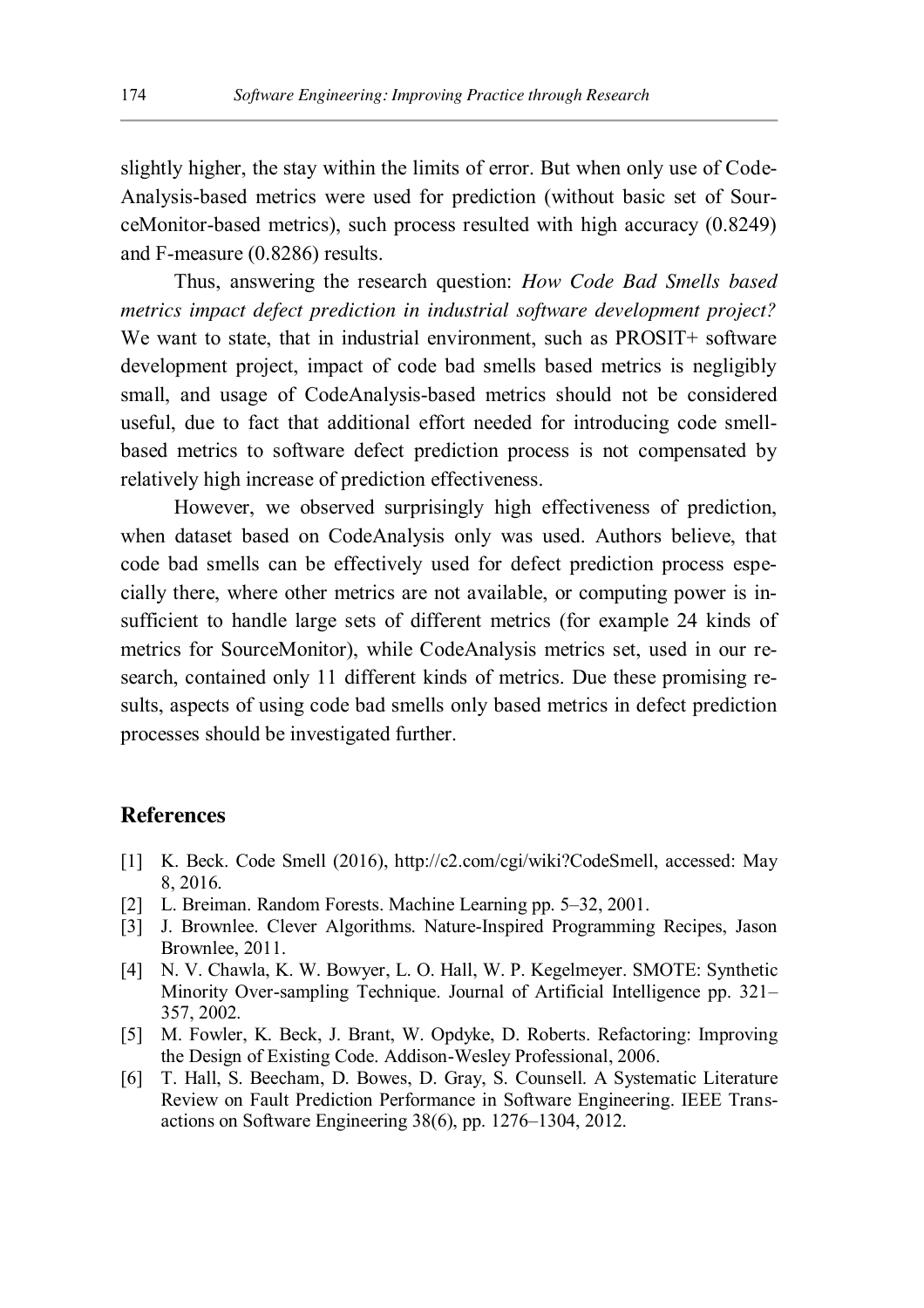slightly higher, the stay within the limits of error. But when only use of CodeAnalysis-based metrics were used for prediction (without basic set of SourceMonitor-based metrics), such process resulted with high accuracy (0.8249) and F-measure (0.8286) results.

Thus, answering the research question: *How Code Bad Smells based metrics impact defect prediction in industrial software development project?* We want to state, that in industrial environment, such as PROSIT+ software development project, impact of code bad smells based metrics is negligibly small, and usage of CodeAnalysis-based metrics should not be considered useful, due to fact that additional effort needed for introducing code smell-based metrics to software defect prediction process is not compensated by relatively high increase of prediction effectiveness.

However, we observed surprisingly high effectiveness of prediction, when dataset based on CodeAnalysis only was used. Authors believe, that code bad smells can be effectively used for defect prediction process especially there, where other metrics are not available, or computing power is insufficient to handle large sets of different metrics (for example 24 kinds of metrics for SourceMonitor), while CodeAnalysis metrics set, used in our research, contained only 11 different kinds of metrics. Due these promising results, aspects of using code bad smells only based metrics in defect prediction processes should be investigated further.

## References

- [1] K. Beck. Code Smell (2016), http://c2.com/cgi/wiki?CodeSmell, accessed: May 8, 2016.
- [2] L. Breiman. Random Forests. Machine Learning pp. 5–32, 2001.
- [3] J. Brownlee. Clever Algorithms. Nature-Inspired Programming Recipes, Jason Brownlee, 2011.
- [4] N. V. Chawla, K. W. Bowyer, L. O. Hall, W. P. Kegelmeyer. SMOTE: Synthetic Minority Over-sampling Technique. Journal of Artificial Intelligence pp. 321–357, 2002.
- [5] M. Fowler, K. Beck, J. Brant, W. Opdyke, D. Roberts. Refactoring: Improving the Design of Existing Code. Addison-Wesley Professional, 2006.
- [6] T. Hall, S. Beecham, D. Bowes, D. Gray, S. Counsell. A Systematic Literature Review on Fault Prediction Performance in Software Engineering. IEEE Transactions on Software Engineering 38(6), pp. 1276–1304, 2012.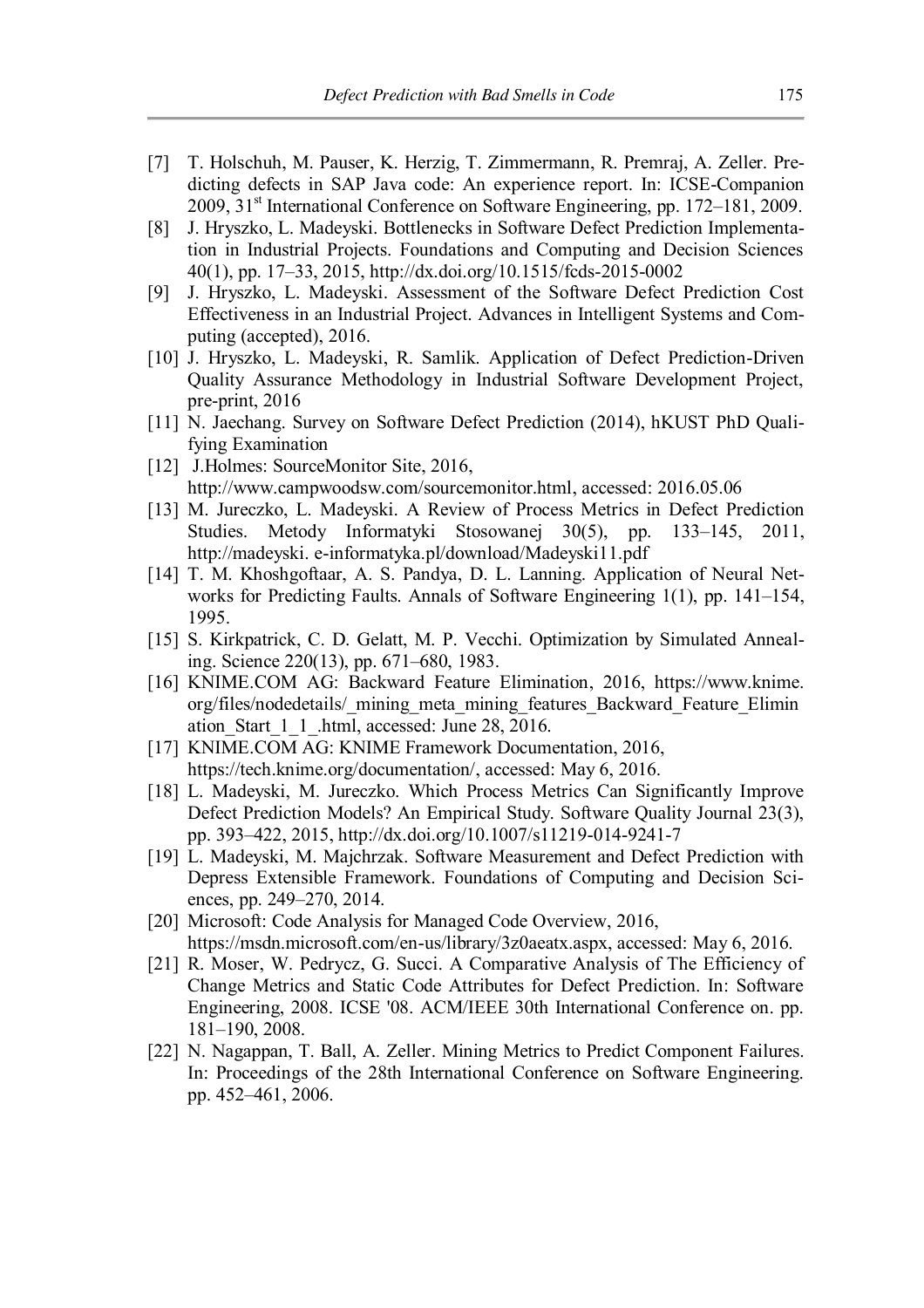[7] T. Holschuh, M. Pauser, K. Herzig, T. Zimmermann, R. Premraj, A. Zeller. Predicting defects in SAP Java code: An experience report. In: ICSE-Companion 2009, 31[st] International Conference on Software Engineering, pp. 172–181, 2009.

[8] J. Hryszko, L. Madeyski. Bottlenecks in Software Defect Prediction Implementation in Industrial Projects. Foundations and Computing and Decision Sciences 40(1), pp. 17–33, 2015, http://dx.doi.org/10.1515/fcds-2015-0002

[9] J. Hryszko, L. Madeyski. Assessment of the Software Defect Prediction Cost Effectiveness in an Industrial Project. Advances in Intelligent Systems and Computing (accepted), 2016.

[10] J. Hryszko, L. Madeyski, R. Samlik. Application of Defect Prediction-Driven Quality Assurance Methodology in Industrial Software Development Project, pre-print, 2016

[11] N. Jaechang. Survey on Software Defect Prediction (2014), hKUST PhD Qualifying Examination

[12] J.Holmes: SourceMonitor Site, 2016, http://www.campwoodsw.com/sourcemonitor.html, accessed: 2016.05.06

[13] M. Jureczko, L. Madeyski. A Review of Process Metrics in Defect Prediction Studies. Metody Informatyki Stosowanej 30(5), pp. 133–145, 2011, http://madeyski. e-informatyka.pl/download/Madeyski11.pdf

[14] T. M. Khoshgoftaar, A. S. Pandya, D. L. Lanning. Application of Neural Networks for Predicting Faults. Annals of Software Engineering 1(1), pp. 141–154, 1995.

[15] S. Kirkpatrick, C. D. Gelatt, M. P. Vecchi. Optimization by Simulated Annealing. Science 220(13), pp. 671–680, 1983.

[16] KNIME.COM AG: Backward Feature Elimination, 2016, https://www.knime. org/files/nodedetails/_mining_meta_mining_features_Backward_Feature_Elimination_Start_1_1_.html, accessed: June 28, 2016.

[17] KNIME.COM AG: KNIME Framework Documentation, 2016, https://tech.knime.org/documentation/, accessed: May 6, 2016.

[18] L. Madeyski, M. Jureczko. Which Process Metrics Can Significantly Improve Defect Prediction Models? An Empirical Study. Software Quality Journal 23(3), pp. 393–422, 2015, http://dx.doi.org/10.1007/s11219-014-9241-7

[19] L. Madeyski, M. Majchrzak. Software Measurement and Defect Prediction with Depress Extensible Framework. Foundations of Computing and Decision Sciences, pp. 249–270, 2014.

[20] Microsoft: Code Analysis for Managed Code Overview, 2016, https://msdn.microsoft.com/en-us/library/3z0aeatx.aspx, accessed: May 6, 2016.

[21] R. Moser, W. Pedrycz, G. Succi. A Comparative Analysis of The Efficiency of Change Metrics and Static Code Attributes for Defect Prediction. In: Software Engineering, 2008. ICSE '08. ACM/IEEE 30th International Conference on. pp. 181–190, 2008.

[22] N. Nagappan, T. Ball, A. Zeller. Mining Metrics to Predict Component Failures. In: Proceedings of the 28th International Conference on Software Engineering. pp. 452–461, 2006.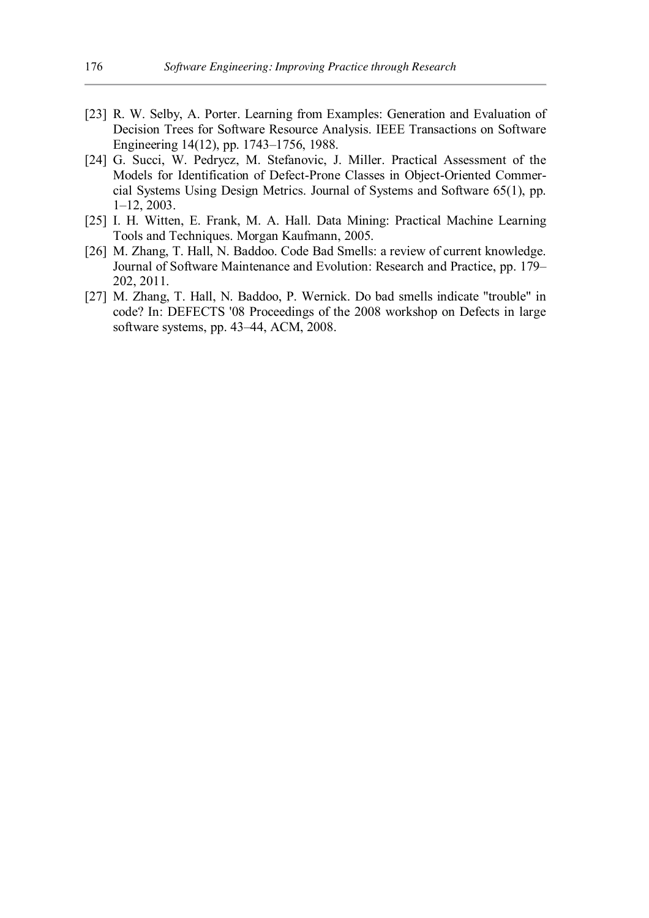[23] R. W. Selby, A. Porter. Learning from Examples: Generation and Evaluation of Decision Trees for Software Resource Analysis. IEEE Transactions on Software Engineering 14(12), pp. 1743–1756, 1988.

[24] G. Succi, W. Pedrycz, M. Stefanovic, J. Miller. Practical Assessment of the Models for Identification of Defect-Prone Classes in Object-Oriented Commercial Systems Using Design Metrics. Journal of Systems and Software 65(1), pp. 1–12, 2003.

[25] I. H. Witten, E. Frank, M. A. Hall. Data Mining: Practical Machine Learning Tools and Techniques. Morgan Kaufmann, 2005.

[26] M. Zhang, T. Hall, N. Baddoo. Code Bad Smells: a review of current knowledge. Journal of Software Maintenance and Evolution: Research and Practice, pp. 179–202, 2011.

[27] M. Zhang, T. Hall, N. Baddoo, P. Wernick. Do bad smells indicate "trouble" in code? In: DEFECTS '08 Proceedings of the 2008 workshop on Defects in large software systems, pp. 43–44, ACM, 2008.